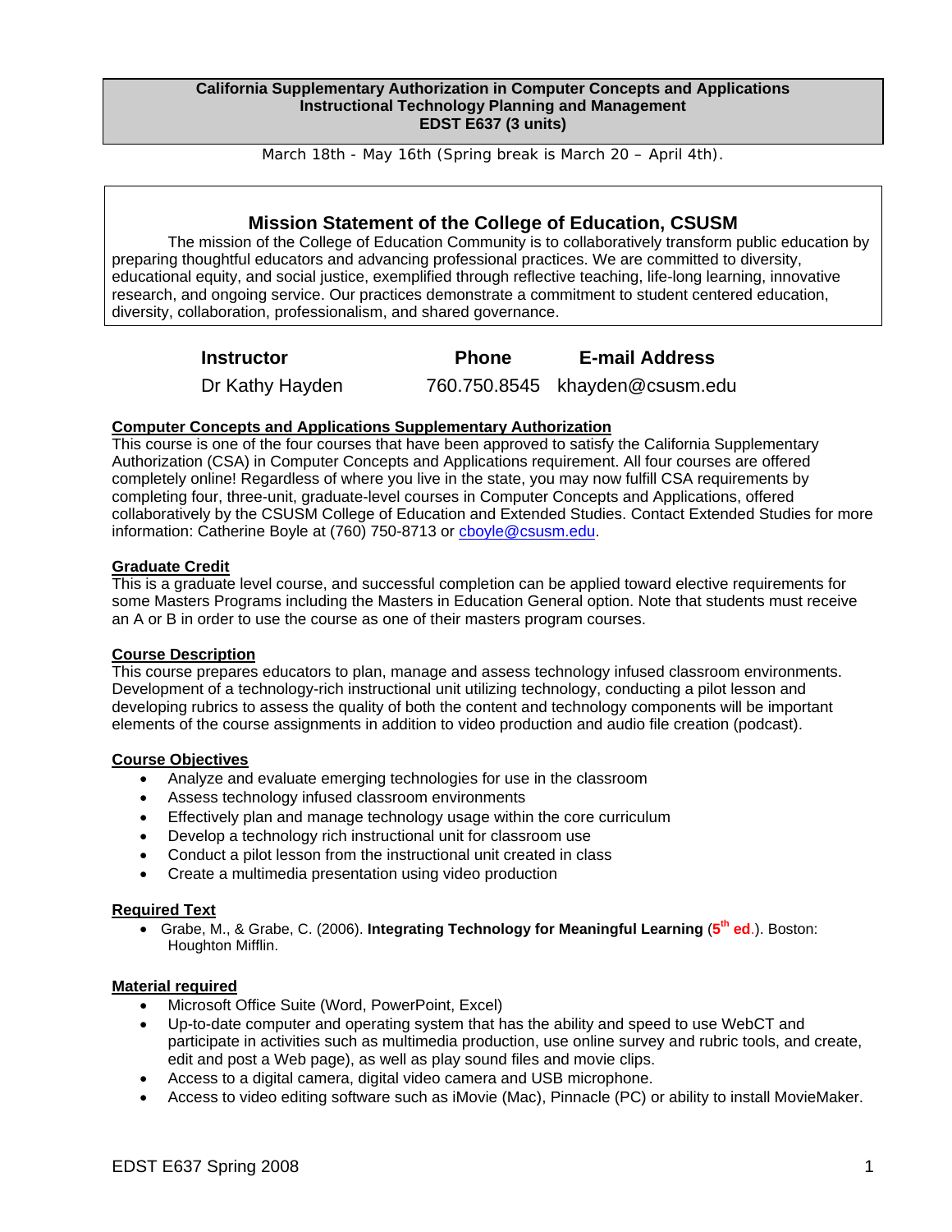**California Supplementary Authorization in Computer Concepts and Applications**
**Instructional Technology Planning and Management**
**EDST E637 (3 units)**

March 18th - May 16th (Spring break is March 20 – April 4th).

## Mission Statement of the College of Education, CSUSM

The mission of the College of Education Community is to collaboratively transform public education by preparing thoughtful educators and advancing professional practices. We are committed to diversity, educational equity, and social justice, exemplified through reflective teaching, life-long learning, innovative research, and ongoing service. Our practices demonstrate a commitment to student centered education, diversity, collaboration, professionalism, and shared governance.

| Instructor | Phone | E-mail Address |
|---|---|---|
| Dr Kathy Hayden | 760.750.8545 | khayden@csusm.edu |

### Computer Concepts and Applications Supplementary Authorization

This course is one of the four courses that have been approved to satisfy the California Supplementary Authorization (CSA) in Computer Concepts and Applications requirement. All four courses are offered completely online! Regardless of where you live in the state, you may now fulfill CSA requirements by completing four, three-unit, graduate-level courses in Computer Concepts and Applications, offered collaboratively by the CSUSM College of Education and Extended Studies. Contact Extended Studies for more information: Catherine Boyle at (760) 750-8713 or cboyle@csusm.edu.

### Graduate Credit

This is a graduate level course, and successful completion can be applied toward elective requirements for some Masters Programs including the Masters in Education General option. Note that students must receive an A or B in order to use the course as one of their masters program courses.

### Course Description

This course prepares educators to plan, manage and assess technology infused classroom environments. Development of a technology-rich instructional unit utilizing technology, conducting a pilot lesson and developing rubrics to assess the quality of both the content and technology components will be important elements of the course assignments in addition to video production and audio file creation (podcast).

### Course Objectives

- Analyze and evaluate emerging technologies for use in the classroom
- Assess technology infused classroom environments
- Effectively plan and manage technology usage within the core curriculum
- Develop a technology rich instructional unit for classroom use
- Conduct a pilot lesson from the instructional unit created in class
- Create a multimedia presentation using video production

### Required Text

- Grabe, M., & Grabe, C. (2006). **Integrating Technology for Meaningful Learning** (**5th ed**.). Boston: Houghton Mifflin.

### Material required

- Microsoft Office Suite (Word, PowerPoint, Excel)
- Up-to-date computer and operating system that has the ability and speed to use WebCT and participate in activities such as multimedia production, use online survey and rubric tools, and create, edit and post a Web page), as well as play sound files and movie clips.
- Access to a digital camera, digital video camera and USB microphone.
- Access to video editing software such as iMovie (Mac), Pinnacle (PC) or ability to install MovieMaker.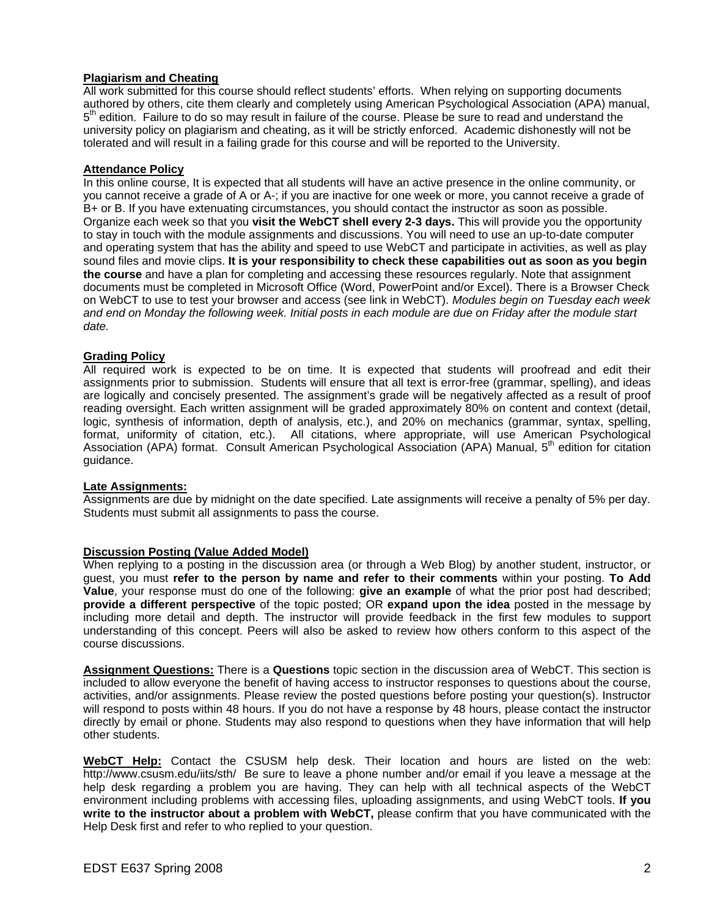**Plagiarism and Cheating**

All work submitted for this course should reflect students' efforts. When relying on supporting documents authored by others, cite them clearly and completely using American Psychological Association (APA) manual, 5th edition. Failure to do so may result in failure of the course. Please be sure to read and understand the university policy on plagiarism and cheating, as it will be strictly enforced. Academic dishonestly will not be tolerated and will result in a failing grade for this course and will be reported to the University.

**Attendance Policy**

In this online course, It is expected that all students will have an active presence in the online community, or you cannot receive a grade of A or A-; if you are inactive for one week or more, you cannot receive a grade of B+ or B. If you have extenuating circumstances, you should contact the instructor as soon as possible. Organize each week so that you **visit the WebCT shell every 2-3 days.** This will provide you the opportunity to stay in touch with the module assignments and discussions. You will need to use an up-to-date computer and operating system that has the ability and speed to use WebCT and participate in activities, as well as play sound files and movie clips. **It is your responsibility to check these capabilities out as soon as you begin the course** and have a plan for completing and accessing these resources regularly. Note that assignment documents must be completed in Microsoft Office (Word, PowerPoint and/or Excel). There is a Browser Check on WebCT to use to test your browser and access (see link in WebCT). *Modules begin on Tuesday each week and end on Monday the following week. Initial posts in each module are due on Friday after the module start date.*

**Grading Policy**

All required work is expected to be on time. It is expected that students will proofread and edit their assignments prior to submission. Students will ensure that all text is error-free (grammar, spelling), and ideas are logically and concisely presented. The assignment's grade will be negatively affected as a result of proof reading oversight. Each written assignment will be graded approximately 80% on content and context (detail, logic, synthesis of information, depth of analysis, etc.), and 20% on mechanics (grammar, syntax, spelling, format, uniformity of citation, etc.). All citations, where appropriate, will use American Psychological Association (APA) format. Consult American Psychological Association (APA) Manual, 5th edition for citation guidance.

**Late Assignments:**

Assignments are due by midnight on the date specified. Late assignments will receive a penalty of 5% per day. Students must submit all assignments to pass the course.

**Discussion Posting (Value Added Model)**

When replying to a posting in the discussion area (or through a Web Blog) by another student, instructor, or guest, you must **refer to the person by name and refer to their comments** within your posting. **To Add Value**, your response must do one of the following: **give an example** of what the prior post had described; **provide a different perspective** of the topic posted; OR **expand upon the idea** posted in the message by including more detail and depth. The instructor will provide feedback in the first few modules to support understanding of this concept. Peers will also be asked to review how others conform to this aspect of the course discussions.

**Assignment Questions:** There is a **Questions** topic section in the discussion area of WebCT. This section is included to allow everyone the benefit of having access to instructor responses to questions about the course, activities, and/or assignments. Please review the posted questions before posting your question(s). Instructor will respond to posts within 48 hours. If you do not have a response by 48 hours, please contact the instructor directly by email or phone. Students may also respond to questions when they have information that will help other students.

**WebCT Help:** Contact the CSUSM help desk. Their location and hours are listed on the web: http://www.csusm.edu/iits/sth/ Be sure to leave a phone number and/or email if you leave a message at the help desk regarding a problem you are having. They can help with all technical aspects of the WebCT environment including problems with accessing files, uploading assignments, and using WebCT tools. **If you write to the instructor about a problem with WebCT,** please confirm that you have communicated with the Help Desk first and refer to who replied to your question.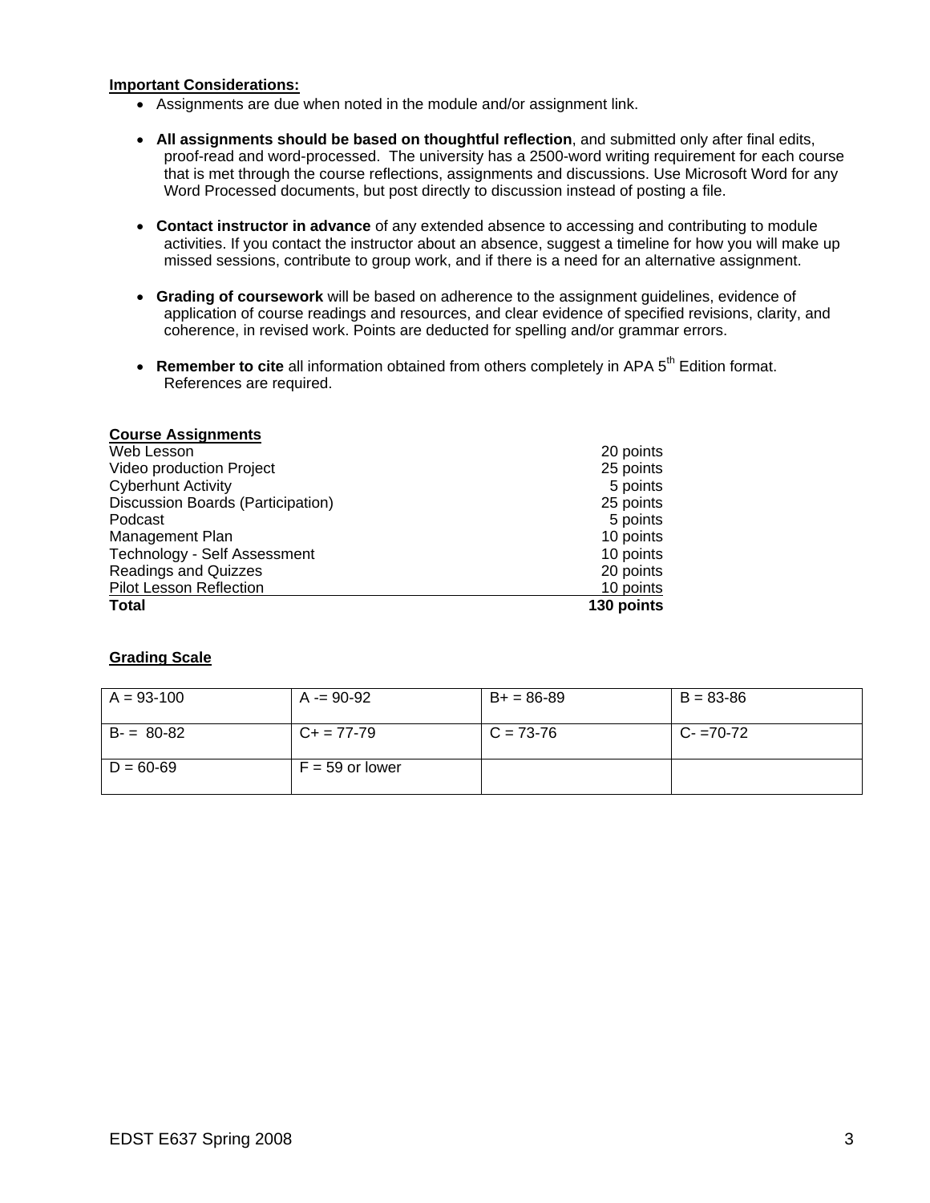**Important Considerations:**

- Assignments are due when noted in the module and/or assignment link.
- **All assignments should be based on thoughtful reflection**, and submitted only after final edits, proof-read and word-processed. The university has a 2500-word writing requirement for each course that is met through the course reflections, assignments and discussions. Use Microsoft Word for any Word Processed documents, but post directly to discussion instead of posting a file.
- **Contact instructor in advance** of any extended absence to accessing and contributing to module activities. If you contact the instructor about an absence, suggest a timeline for how you will make up missed sessions, contribute to group work, and if there is a need for an alternative assignment.
- **Grading of coursework** will be based on adherence to the assignment guidelines, evidence of application of course readings and resources, and clear evidence of specified revisions, clarity, and coherence, in revised work. Points are deducted for spelling and/or grammar errors.
- **Remember to cite** all information obtained from others completely in APA 5th Edition format. References are required.

**Course Assignments**

| Assignment | Points |
|---|---|
| Web Lesson | 20 points |
| Video production Project | 25 points |
| Cyberhunt Activity | 5 points |
| Discussion Boards (Participation) | 25 points |
| Podcast | 5 points |
| Management Plan | 10 points |
| Technology - Self Assessment | 10 points |
| Readings and Quizzes | 20 points |
| Pilot Lesson Reflection | 10 points |
| **Total** | **130 points** |

**Grading Scale**

| | | | |
|---|---|---|---|
| A = 93-100 | A -= 90-92 | B+ = 86-89 | B = 83-86 |
| B- = 80-82 | C+ = 77-79 | C = 73-76 | C- =70-72 |
| D = 60-69 | F = 59 or lower | | |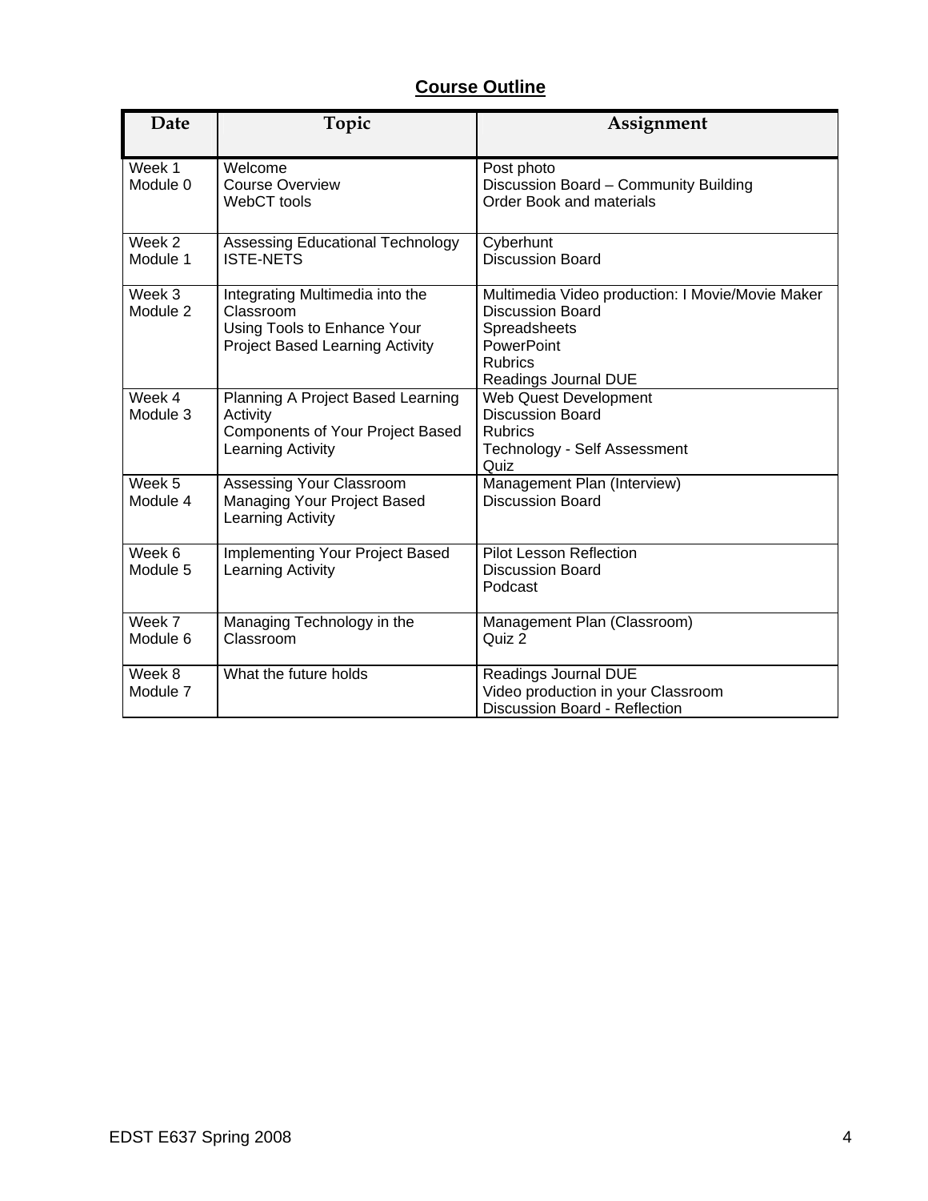## Course Outline

| Date | Topic | Assignment |
|---|---|---|
| Week 1<br>Module 0 | Welcome<br>Course Overview<br>WebCT tools | Post photo<br>Discussion Board – Community Building<br>Order Book and materials |
| Week 2<br>Module 1 | Assessing Educational Technology<br>ISTE-NETS | Cyberhunt<br>Discussion Board |
| Week 3<br>Module 2 | Integrating Multimedia into the Classroom<br>Using Tools to Enhance Your Project Based Learning Activity | Multimedia Video production: I Movie/Movie Maker<br>Discussion Board<br>Spreadsheets<br>PowerPoint<br>Rubrics<br>Readings Journal DUE |
| Week 4<br>Module 3 | Planning A Project Based Learning Activity<br>Components of Your Project Based Learning Activity | Web Quest Development<br>Discussion Board<br>Rubrics<br>Technology - Self Assessment<br>Quiz |
| Week 5<br>Module 4 | Assessing Your Classroom<br>Managing Your Project Based Learning Activity | Management Plan (Interview)<br>Discussion Board |
| Week 6<br>Module 5 | Implementing Your Project Based Learning Activity | Pilot Lesson Reflection<br>Discussion Board<br>Podcast |
| Week 7<br>Module 6 | Managing Technology in the Classroom | Management Plan (Classroom)<br>Quiz 2 |
| Week 8<br>Module 7 | What the future holds | Readings Journal DUE<br>Video production in your Classroom<br>Discussion Board - Reflection |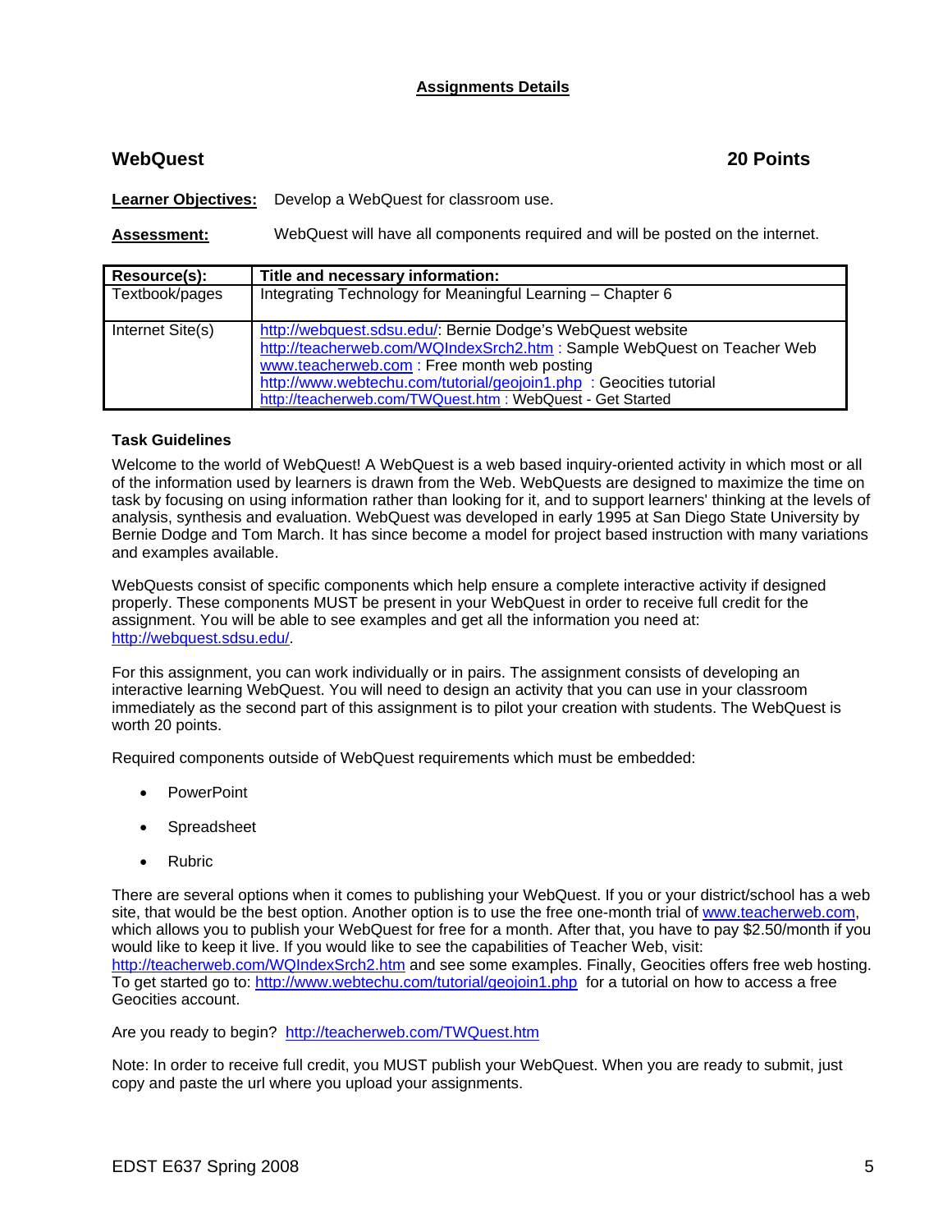## Assignments Details

### WebQuest — 20 Points

**Learner Objectives:** Develop a WebQuest for classroom use.

**Assessment:** WebQuest will have all components required and will be posted on the internet.

| Resource(s): | Title and necessary information: |
|---|---|
| Textbook/pages | Integrating Technology for Meaningful Learning – Chapter 6 |
| Internet Site(s) | http://webquest.sdsu.edu/: Bernie Dodge's WebQuest website<br>http://teacherweb.com/WQIndexSrch2.htm : Sample WebQuest on Teacher Web<br>www.teacherweb.com : Free month web posting<br>http://www.webtechu.com/tutorial/geojoin1.php : Geocities tutorial<br>http://teacherweb.com/TWQuest.htm : WebQuest - Get Started |

**Task Guidelines**

Welcome to the world of WebQuest! A WebQuest is a web based inquiry-oriented activity in which most or all of the information used by learners is drawn from the Web. WebQuests are designed to maximize the time on task by focusing on using information rather than looking for it, and to support learners' thinking at the levels of analysis, synthesis and evaluation. WebQuest was developed in early 1995 at San Diego State University by Bernie Dodge and Tom March. It has since become a model for project based instruction with many variations and examples available.

WebQuests consist of specific components which help ensure a complete interactive activity if designed properly. These components MUST be present in your WebQuest in order to receive full credit for the assignment. You will be able to see examples and get all the information you need at: http://webquest.sdsu.edu/.

For this assignment, you can work individually or in pairs. The assignment consists of developing an interactive learning WebQuest. You will need to design an activity that you can use in your classroom immediately as the second part of this assignment is to pilot your creation with students. The WebQuest is worth 20 points.

Required components outside of WebQuest requirements which must be embedded:

- PowerPoint
- Spreadsheet
- Rubric

There are several options when it comes to publishing your WebQuest. If you or your district/school has a web site, that would be the best option. Another option is to use the free one-month trial of www.teacherweb.com, which allows you to publish your WebQuest for free for a month. After that, you have to pay $2.50/month if you would like to keep it live. If you would like to see the capabilities of Teacher Web, visit: http://teacherweb.com/WQIndexSrch2.htm and see some examples. Finally, Geocities offers free web hosting. To get started go to: http://www.webtechu.com/tutorial/geojoin1.php for a tutorial on how to access a free Geocities account.

Are you ready to begin? http://teacherweb.com/TWQuest.htm

Note: In order to receive full credit, you MUST publish your WebQuest. When you are ready to submit, just copy and paste the url where you upload your assignments.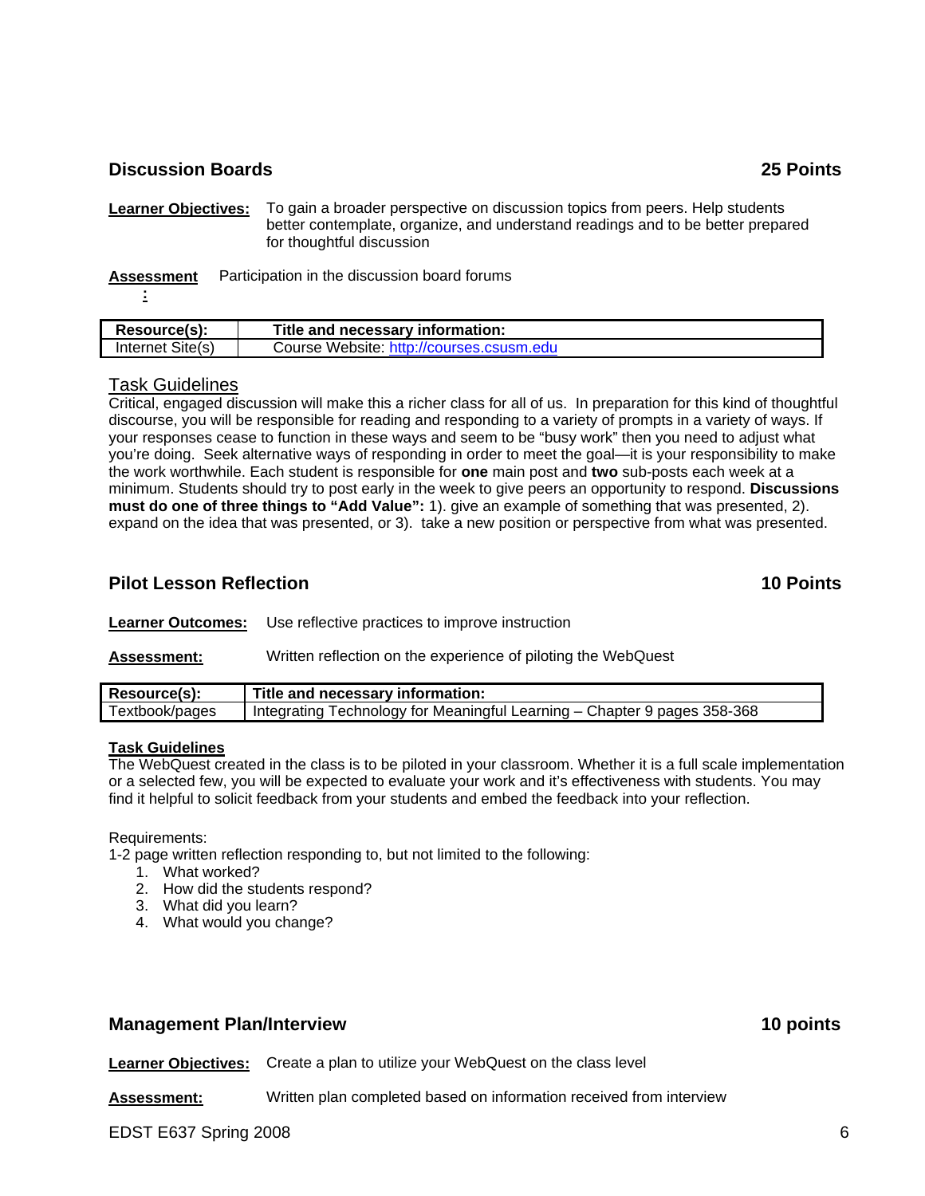## Discussion Boards 25 Points

**Learner Objectives:** To gain a broader perspective on discussion topics from peers. Help students better contemplate, organize, and understand readings and to be better prepared for thoughtful discussion

**Assessment:** Participation in the discussion board forums

| Resource(s): | Title and necessary information: |
|---|---|
| Internet Site(s) | Course Website: http://courses.csusm.edu |

### Task Guidelines

Critical, engaged discussion will make this a richer class for all of us. In preparation for this kind of thoughtful discourse, you will be responsible for reading and responding to a variety of prompts in a variety of ways. If your responses cease to function in these ways and seem to be "busy work" then you need to adjust what you're doing. Seek alternative ways of responding in order to meet the goal—it is your responsibility to make the work worthwhile. Each student is responsible for **one** main post and **two** sub-posts each week at a minimum. Students should try to post early in the week to give peers an opportunity to respond. **Discussions must do one of three things to "Add Value":** 1). give an example of something that was presented, 2). expand on the idea that was presented, or 3). take a new position or perspective from what was presented.

## Pilot Lesson Reflection 10 Points

**Learner Outcomes:** Use reflective practices to improve instruction

**Assessment:** Written reflection on the experience of piloting the WebQuest

| Resource(s): | Title and necessary information: |
|---|---|
| Textbook/pages | Integrating Technology for Meaningful Learning – Chapter 9 pages 358-368 |

**Task Guidelines**

The WebQuest created in the class is to be piloted in your classroom. Whether it is a full scale implementation or a selected few, you will be expected to evaluate your work and it's effectiveness with students. You may find it helpful to solicit feedback from your students and embed the feedback into your reflection.

Requirements:

1-2 page written reflection responding to, but not limited to the following:

1. What worked?
2. How did the students respond?
3. What did you learn?
4. What would you change?

## Management Plan/Interview 10 points

**Learner Objectives:** Create a plan to utilize your WebQuest on the class level

**Assessment:** Written plan completed based on information received from interview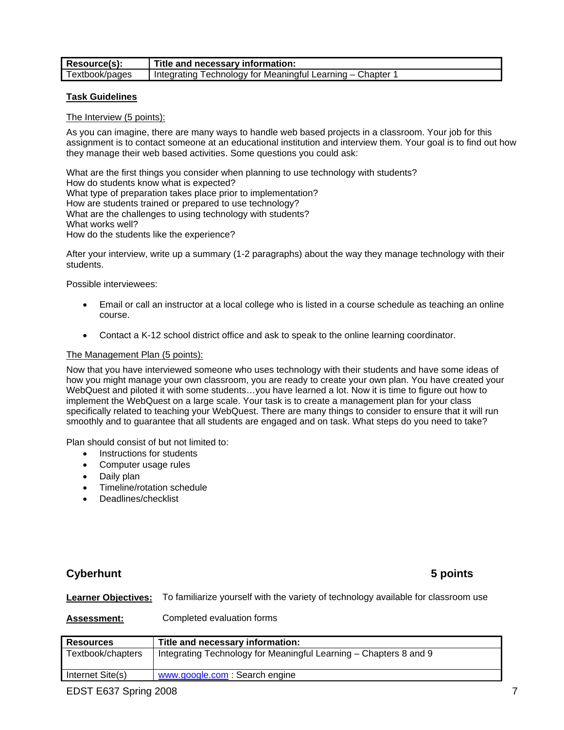| Resource(s): | Title and necessary information: |
| --- | --- |
| Textbook/pages | Integrating Technology for Meaningful Learning – Chapter 1 |

**Task Guidelines**

The Interview (5 points):

As you can imagine, there are many ways to handle web based projects in a classroom. Your job for this assignment is to contact someone at an educational institution and interview them. Your goal is to find out how they manage their web based activities. Some questions you could ask:

What are the first things you consider when planning to use technology with students?
How do students know what is expected?
What type of preparation takes place prior to implementation?
How are students trained or prepared to use technology?
What are the challenges to using technology with students?
What works well?
How do the students like the experience?

After your interview, write up a summary (1-2 paragraphs) about the way they manage technology with their students.

Possible interviewees:

- Email or call an instructor at a local college who is listed in a course schedule as teaching an online course.
- Contact a K-12 school district office and ask to speak to the online learning coordinator.

The Management Plan (5 points):

Now that you have interviewed someone who uses technology with their students and have some ideas of how you might manage your own classroom, you are ready to create your own plan. You have created your WebQuest and piloted it with some students…you have learned a lot. Now it is time to figure out how to implement the WebQuest on a large scale. Your task is to create a management plan for your class specifically related to teaching your WebQuest. There are many things to consider to ensure that it will run smoothly and to guarantee that all students are engaged and on task. What steps do you need to take?

Plan should consist of but not limited to:

- Instructions for students
- Computer usage rules
- Daily plan
- Timeline/rotation schedule
- Deadlines/checklist

## Cyberhunt — 5 points

**Learner Objectives:** To familiarize yourself with the variety of technology available for classroom use

**Assessment:** Completed evaluation forms

| Resources | Title and necessary information: |
| --- | --- |
| Textbook/chapters | Integrating Technology for Meaningful Learning – Chapters 8 and 9 |
| Internet Site(s) | www.google.com : Search engine |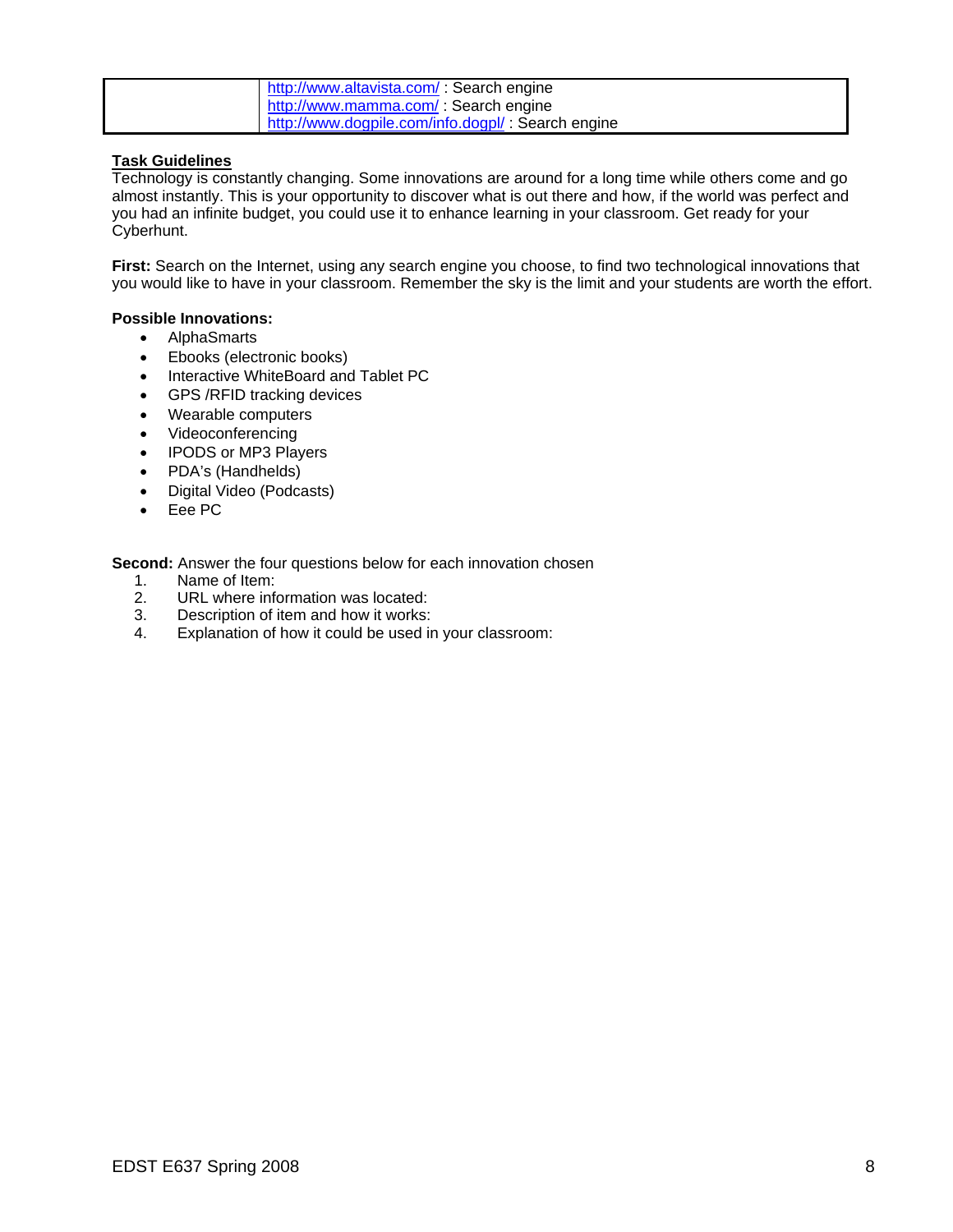| | |
|---|---|
| | http://www.altavista.com/ : Search engine<br>http://www.mamma.com/ : Search engine<br>http://www.dogpile.com/info.dogpl/ : Search engine |

**Task Guidelines**

Technology is constantly changing. Some innovations are around for a long time while others come and go almost instantly. This is your opportunity to discover what is out there and how, if the world was perfect and you had an infinite budget, you could use it to enhance learning in your classroom. Get ready for your Cyberhunt.

**First:** Search on the Internet, using any search engine you choose, to find two technological innovations that you would like to have in your classroom. Remember the sky is the limit and your students are worth the effort.

**Possible Innovations:**

- AlphaSmarts
- Ebooks (electronic books)
- Interactive WhiteBoard and Tablet PC
- GPS /RFID tracking devices
- Wearable computers
- Videoconferencing
- IPODS or MP3 Players
- PDA's (Handhelds)
- Digital Video (Podcasts)
- Eee PC

**Second:** Answer the four questions below for each innovation chosen

1. Name of Item:
2. URL where information was located:
3. Description of item and how it works:
4. Explanation of how it could be used in your classroom: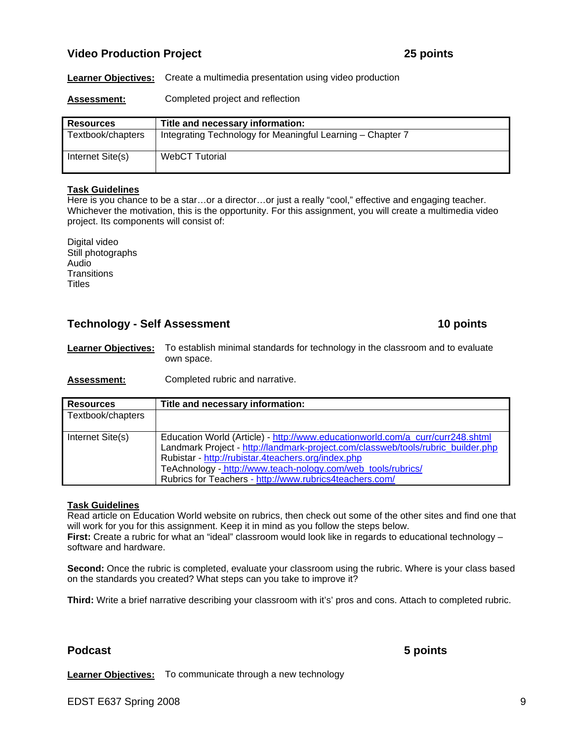## Video Production Project — 25 points

**Learner Objectives:** Create a multimedia presentation using video production

**Assessment:** Completed project and reflection

| Resources | Title and necessary information: |
|---|---|
| Textbook/chapters | Integrating Technology for Meaningful Learning – Chapter 7 |
| Internet Site(s) | WebCT Tutorial |

**Task Guidelines**
Here is you chance to be a star…or a director…or just a really "cool," effective and engaging teacher. Whichever the motivation, this is the opportunity. For this assignment, you will create a multimedia video project. Its components will consist of:

Digital video
Still photographs
Audio
Transitions
Titles

## Technology - Self Assessment — 10 points

**Learner Objectives:** To establish minimal standards for technology in the classroom and to evaluate own space.

**Assessment:** Completed rubric and narrative.

| Resources | Title and necessary information: |
|---|---|
| Textbook/chapters | |
| Internet Site(s) | Education World (Article) - http://www.educationworld.com/a_curr/curr248.shtml<br>Landmark Project - http://landmark-project.com/classweb/tools/rubric_builder.php<br>Rubistar - http://rubistar.4teachers.org/index.php<br>TeAchnology - http://www.teach-nology.com/web_tools/rubrics/<br>Rubrics for Teachers - http://www.rubrics4teachers.com/ |

**Task Guidelines**
Read article on Education World website on rubrics, then check out some of the other sites and find one that will work for you for this assignment. Keep it in mind as you follow the steps below.
**First:** Create a rubric for what an "ideal" classroom would look like in regards to educational technology – software and hardware.

**Second:** Once the rubric is completed, evaluate your classroom using the rubric. Where is your class based on the standards you created? What steps can you take to improve it?

**Third:** Write a brief narrative describing your classroom with it's' pros and cons. Attach to completed rubric.

## Podcast — 5 points

**Learner Objectives:** To communicate through a new technology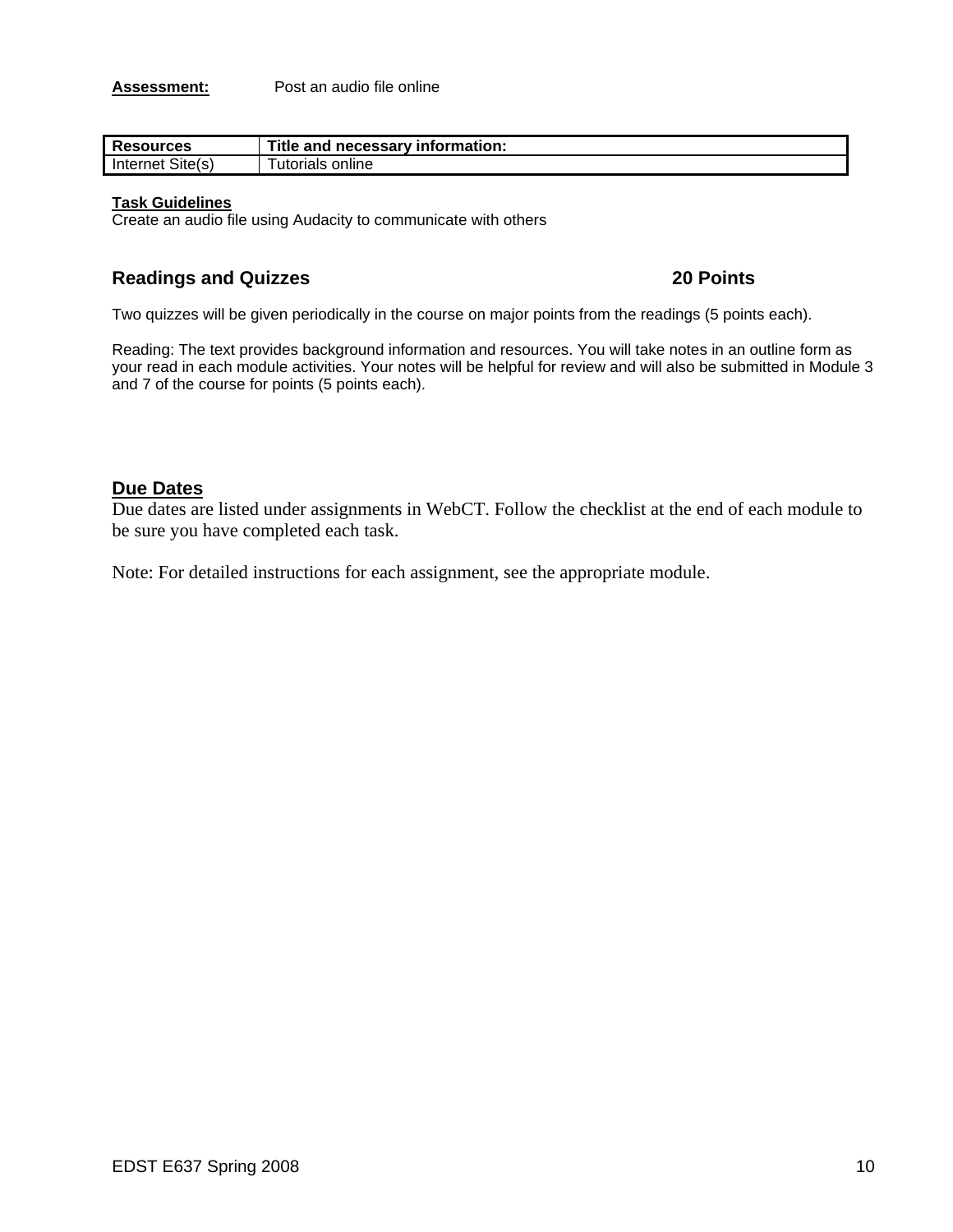**Assessment:** Post an audio file online

| Resources | Title and necessary information: |
| --- | --- |
| Internet Site(s) | Tutorials online |

**Task Guidelines**
Create an audio file using Audacity to communicate with others

### Readings and Quizzes 20 Points

Two quizzes will be given periodically in the course on major points from the readings (5 points each).

Reading: The text provides background information and resources. You will take notes in an outline form as your read in each module activities. Your notes will be helpful for review and will also be submitted in Module 3 and 7 of the course for points (5 points each).

### Due Dates

Due dates are listed under assignments in WebCT. Follow the checklist at the end of each module to be sure you have completed each task.

Note: For detailed instructions for each assignment, see the appropriate module.